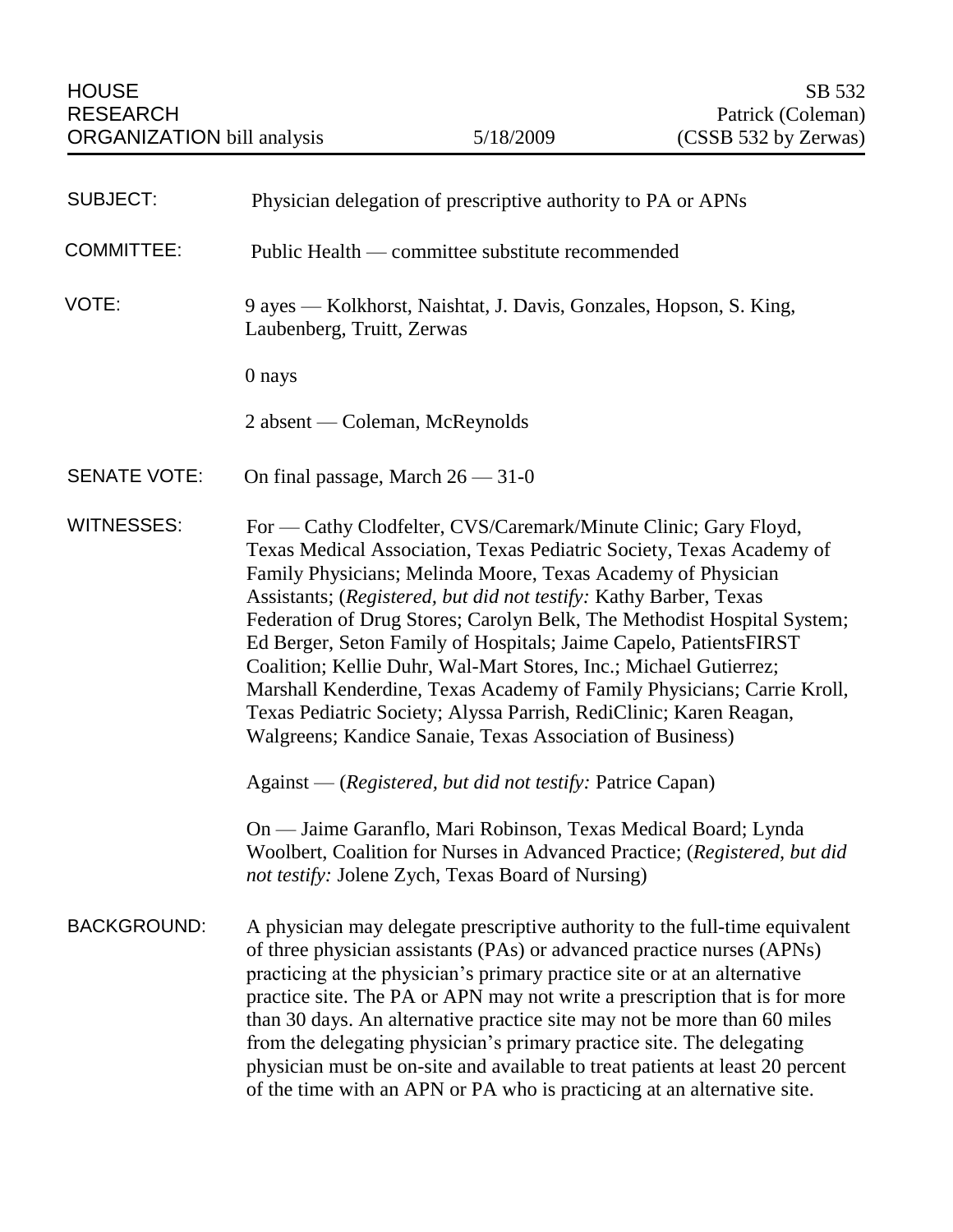HOUSE RESEARCH ORGANIZATION bill analysis | 5/18/2009 | SB 532 Patrick (Coleman) (CSSB 532 by Zerwas)

**SUBJECT:** Physician delegation of prescriptive authority to PA or APNs

**COMMITTEE:** Public Health — committee substitute recommended

**VOTE:** 9 ayes — Kolkhorst, Naishtat, J. Davis, Gonzales, Hopson, S. King, Laubenberg, Truitt, Zerwas

0 nays

2 absent — Coleman, McReynolds

**SENATE VOTE:** On final passage, March 26 — 31-0

**WITNESSES:** For — Cathy Clodfelter, CVS/Caremark/Minute Clinic; Gary Floyd, Texas Medical Association, Texas Pediatric Society, Texas Academy of Family Physicians; Melinda Moore, Texas Academy of Physician Assistants; (*Registered, but did not testify:* Kathy Barber, Texas Federation of Drug Stores; Carolyn Belk, The Methodist Hospital System; Ed Berger, Seton Family of Hospitals; Jaime Capelo, PatientsFIRST Coalition; Kellie Duhr, Wal-Mart Stores, Inc.; Michael Gutierrez; Marshall Kenderdine, Texas Academy of Family Physicians; Carrie Kroll, Texas Pediatric Society; Alyssa Parrish, RediClinic; Karen Reagan, Walgreens; Kandice Sanaie, Texas Association of Business)

Against — (*Registered, but did not testify:* Patrice Capan)

On — Jaime Garanflo, Mari Robinson, Texas Medical Board; Lynda Woolbert, Coalition for Nurses in Advanced Practice; (*Registered, but did not testify:* Jolene Zych, Texas Board of Nursing)

**BACKGROUND:** A physician may delegate prescriptive authority to the full-time equivalent of three physician assistants (PAs) or advanced practice nurses (APNs) practicing at the physician's primary practice site or at an alternative practice site. The PA or APN may not write a prescription that is for more than 30 days. An alternative practice site may not be more than 60 miles from the delegating physician's primary practice site. The delegating physician must be on-site and available to treat patients at least 20 percent of the time with an APN or PA who is practicing at an alternative site.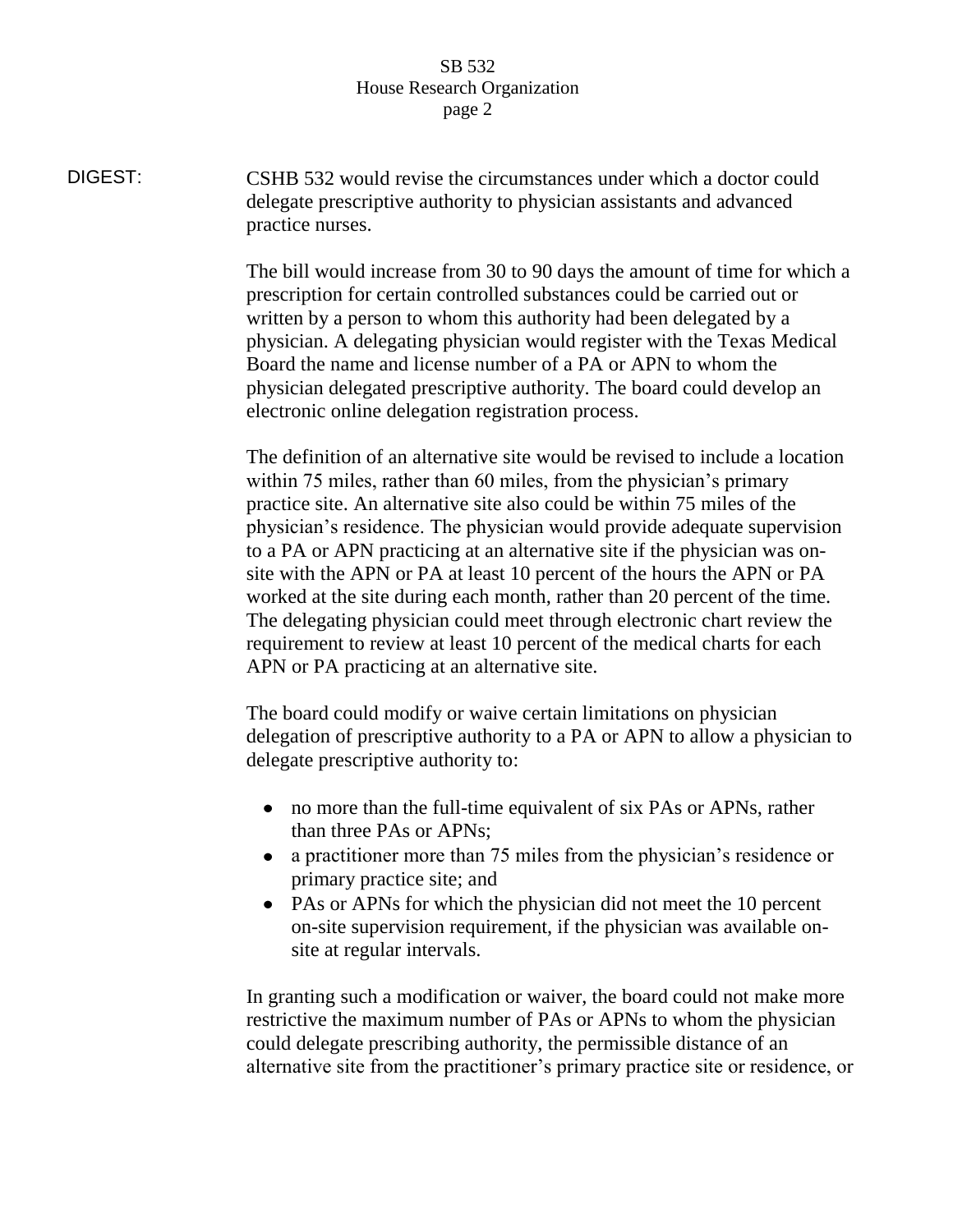DIGEST:

CSHB 532 would revise the circumstances under which a doctor could delegate prescriptive authority to physician assistants and advanced practice nurses.

The bill would increase from 30 to 90 days the amount of time for which a prescription for certain controlled substances could be carried out or written by a person to whom this authority had been delegated by a physician. A delegating physician would register with the Texas Medical Board the name and license number of a PA or APN to whom the physician delegated prescriptive authority. The board could develop an electronic online delegation registration process.

The definition of an alternative site would be revised to include a location within 75 miles, rather than 60 miles, from the physician's primary practice site. An alternative site also could be within 75 miles of the physician's residence. The physician would provide adequate supervision to a PA or APN practicing at an alternative site if the physician was on-site with the APN or PA at least 10 percent of the hours the APN or PA worked at the site during each month, rather than 20 percent of the time. The delegating physician could meet through electronic chart review the requirement to review at least 10 percent of the medical charts for each APN or PA practicing at an alternative site.

The board could modify or waive certain limitations on physician delegation of prescriptive authority to a PA or APN to allow a physician to delegate prescriptive authority to:

- no more than the full-time equivalent of six PAs or APNs, rather than three PAs or APNs;
- a practitioner more than 75 miles from the physician's residence or primary practice site; and
- PAs or APNs for which the physician did not meet the 10 percent on-site supervision requirement, if the physician was available on-site at regular intervals.

In granting such a modification or waiver, the board could not make more restrictive the maximum number of PAs or APNs to whom the physician could delegate prescribing authority, the permissible distance of an alternative site from the practitioner's primary practice site or residence, or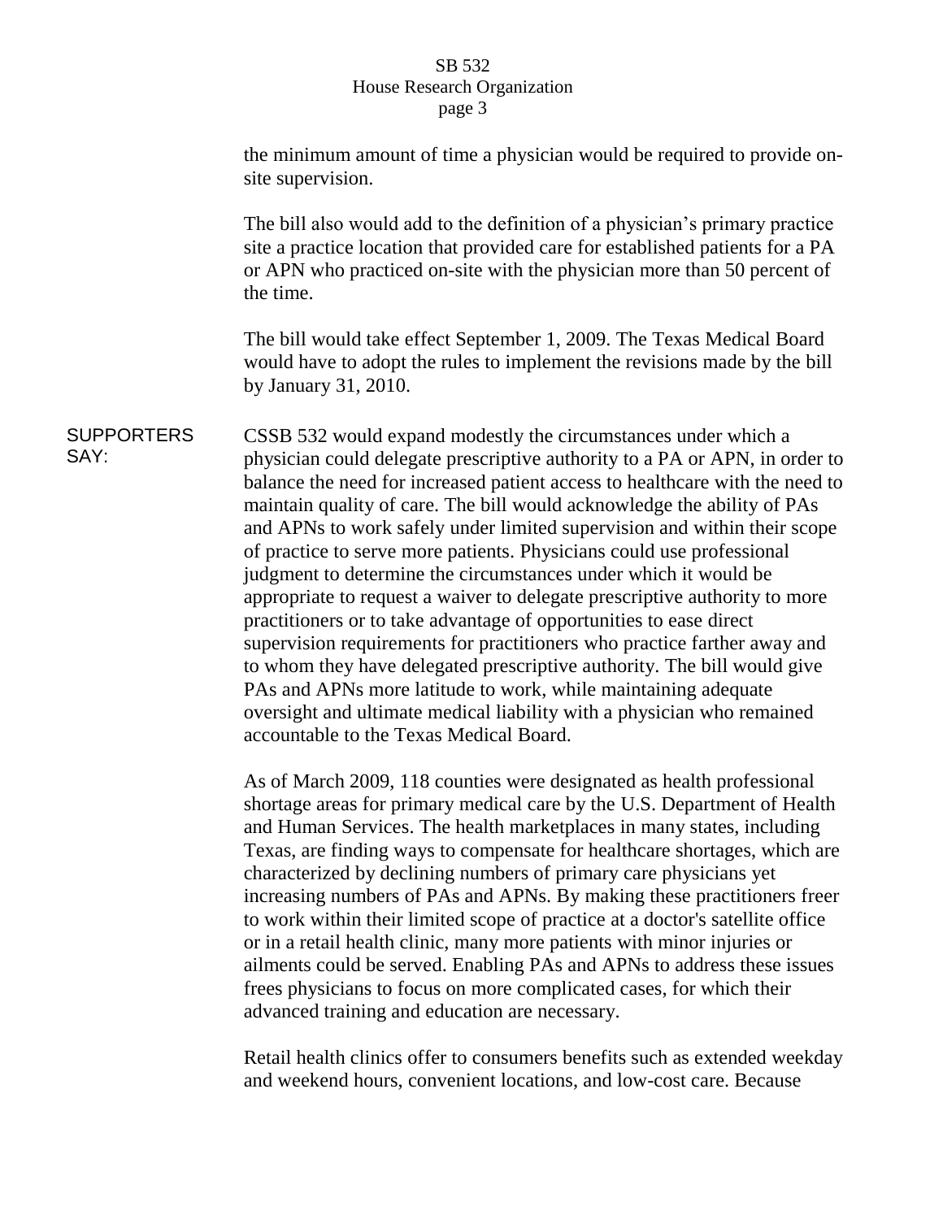the minimum amount of time a physician would be required to provide on-site supervision.

The bill also would add to the definition of a physician's primary practice site a practice location that provided care for established patients for a PA or APN who practiced on-site with the physician more than 50 percent of the time.

The bill would take effect September 1, 2009. The Texas Medical Board would have to adopt the rules to implement the revisions made by the bill by January 31, 2010.

**SUPPORTERS SAY:**

CSSB 532 would expand modestly the circumstances under which a physician could delegate prescriptive authority to a PA or APN, in order to balance the need for increased patient access to healthcare with the need to maintain quality of care. The bill would acknowledge the ability of PAs and APNs to work safely under limited supervision and within their scope of practice to serve more patients. Physicians could use professional judgment to determine the circumstances under which it would be appropriate to request a waiver to delegate prescriptive authority to more practitioners or to take advantage of opportunities to ease direct supervision requirements for practitioners who practice farther away and to whom they have delegated prescriptive authority. The bill would give PAs and APNs more latitude to work, while maintaining adequate oversight and ultimate medical liability with a physician who remained accountable to the Texas Medical Board.

As of March 2009, 118 counties were designated as health professional shortage areas for primary medical care by the U.S. Department of Health and Human Services. The health marketplaces in many states, including Texas, are finding ways to compensate for healthcare shortages, which are characterized by declining numbers of primary care physicians yet increasing numbers of PAs and APNs. By making these practitioners freer to work within their limited scope of practice at a doctor's satellite office or in a retail health clinic, many more patients with minor injuries or ailments could be served. Enabling PAs and APNs to address these issues frees physicians to focus on more complicated cases, for which their advanced training and education are necessary.

Retail health clinics offer to consumers benefits such as extended weekday and weekend hours, convenient locations, and low-cost care. Because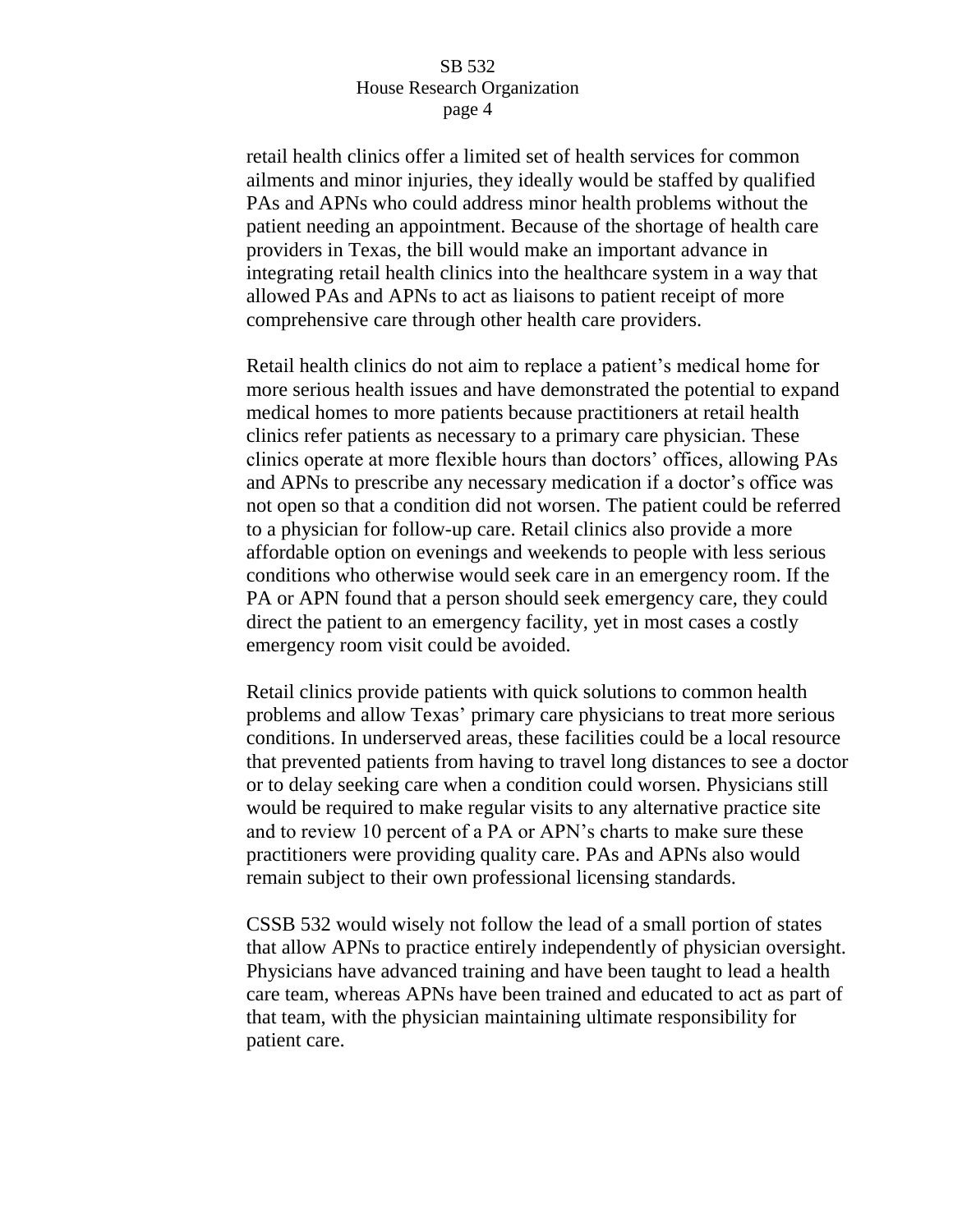retail health clinics offer a limited set of health services for common ailments and minor injuries, they ideally would be staffed by qualified PAs and APNs who could address minor health problems without the patient needing an appointment. Because of the shortage of health care providers in Texas, the bill would make an important advance in integrating retail health clinics into the healthcare system in a way that allowed PAs and APNs to act as liaisons to patient receipt of more comprehensive care through other health care providers.

Retail health clinics do not aim to replace a patient's medical home for more serious health issues and have demonstrated the potential to expand medical homes to more patients because practitioners at retail health clinics refer patients as necessary to a primary care physician. These clinics operate at more flexible hours than doctors' offices, allowing PAs and APNs to prescribe any necessary medication if a doctor's office was not open so that a condition did not worsen. The patient could be referred to a physician for follow-up care. Retail clinics also provide a more affordable option on evenings and weekends to people with less serious conditions who otherwise would seek care in an emergency room. If the PA or APN found that a person should seek emergency care, they could direct the patient to an emergency facility, yet in most cases a costly emergency room visit could be avoided.

Retail clinics provide patients with quick solutions to common health problems and allow Texas' primary care physicians to treat more serious conditions. In underserved areas, these facilities could be a local resource that prevented patients from having to travel long distances to see a doctor or to delay seeking care when a condition could worsen. Physicians still would be required to make regular visits to any alternative practice site and to review 10 percent of a PA or APN's charts to make sure these practitioners were providing quality care. PAs and APNs also would remain subject to their own professional licensing standards.

CSSB 532 would wisely not follow the lead of a small portion of states that allow APNs to practice entirely independently of physician oversight. Physicians have advanced training and have been taught to lead a health care team, whereas APNs have been trained and educated to act as part of that team, with the physician maintaining ultimate responsibility for patient care.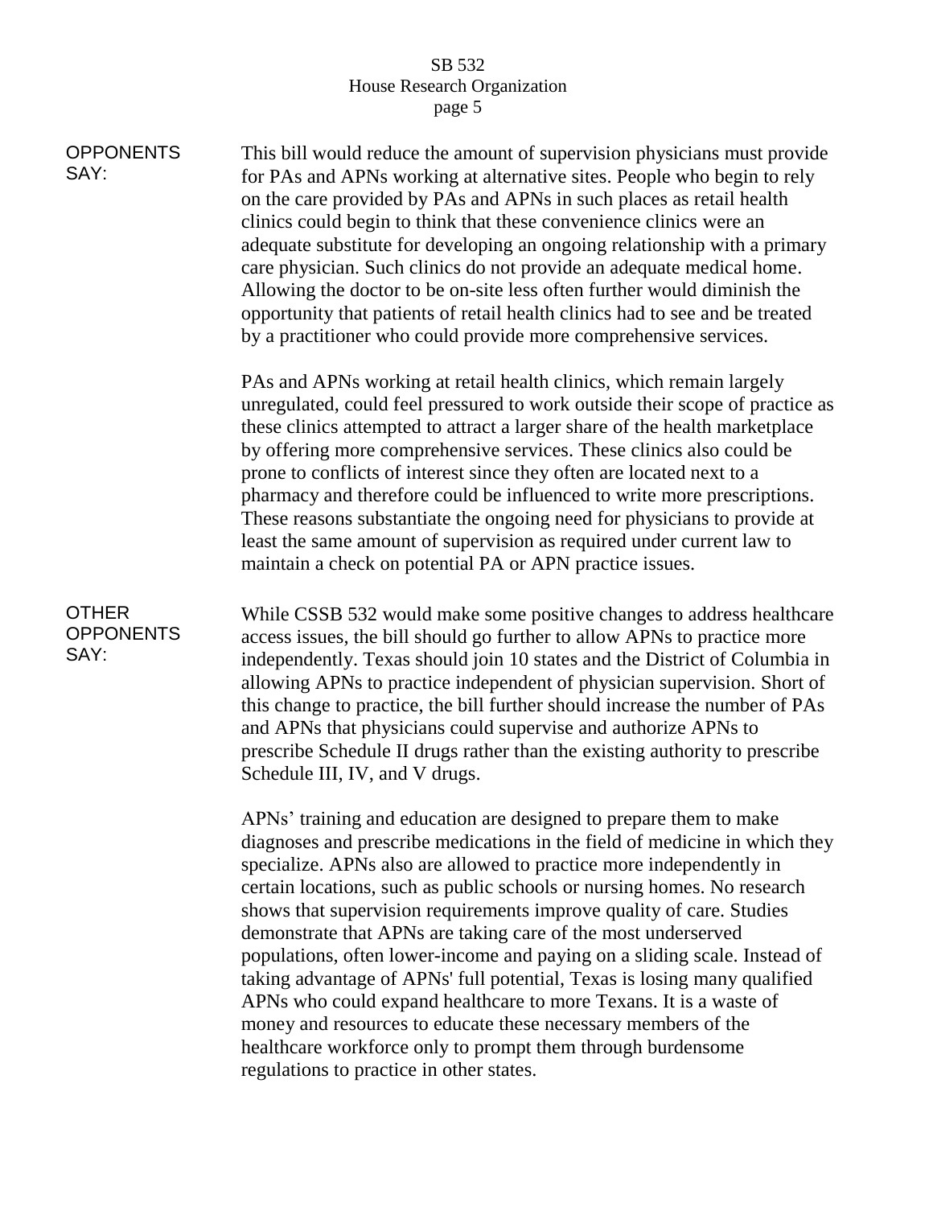**OPPONENTS SAY:**

This bill would reduce the amount of supervision physicians must provide for PAs and APNs working at alternative sites. People who begin to rely on the care provided by PAs and APNs in such places as retail health clinics could begin to think that these convenience clinics were an adequate substitute for developing an ongoing relationship with a primary care physician. Such clinics do not provide an adequate medical home. Allowing the doctor to be on-site less often further would diminish the opportunity that patients of retail health clinics had to see and be treated by a practitioner who could provide more comprehensive services.

PAs and APNs working at retail health clinics, which remain largely unregulated, could feel pressured to work outside their scope of practice as these clinics attempted to attract a larger share of the health marketplace by offering more comprehensive services. These clinics also could be prone to conflicts of interest since they often are located next to a pharmacy and therefore could be influenced to write more prescriptions. These reasons substantiate the ongoing need for physicians to provide at least the same amount of supervision as required under current law to maintain a check on potential PA or APN practice issues.

**OTHER OPPONENTS SAY:**

While CSSB 532 would make some positive changes to address healthcare access issues, the bill should go further to allow APNs to practice more independently. Texas should join 10 states and the District of Columbia in allowing APNs to practice independent of physician supervision. Short of this change to practice, the bill further should increase the number of PAs and APNs that physicians could supervise and authorize APNs to prescribe Schedule II drugs rather than the existing authority to prescribe Schedule III, IV, and V drugs.

APNs' training and education are designed to prepare them to make diagnoses and prescribe medications in the field of medicine in which they specialize. APNs also are allowed to practice more independently in certain locations, such as public schools or nursing homes. No research shows that supervision requirements improve quality of care. Studies demonstrate that APNs are taking care of the most underserved populations, often lower-income and paying on a sliding scale. Instead of taking advantage of APNs' full potential, Texas is losing many qualified APNs who could expand healthcare to more Texans. It is a waste of money and resources to educate these necessary members of the healthcare workforce only to prompt them through burdensome regulations to practice in other states.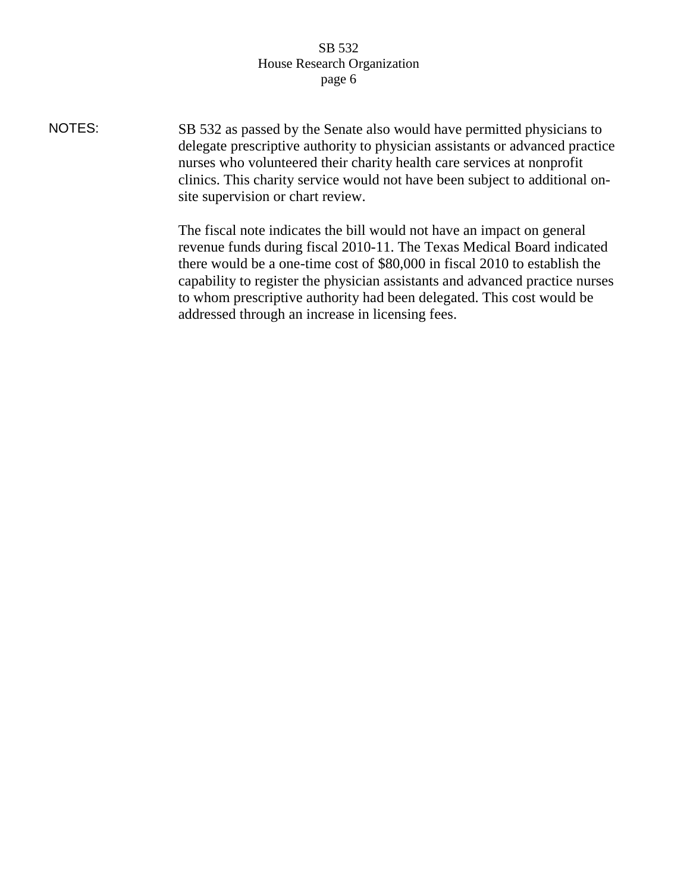NOTES: SB 532 as passed by the Senate also would have permitted physicians to delegate prescriptive authority to physician assistants or advanced practice nurses who volunteered their charity health care services at nonprofit clinics. This charity service would not have been subject to additional on-site supervision or chart review.

The fiscal note indicates the bill would not have an impact on general revenue funds during fiscal 2010-11. The Texas Medical Board indicated there would be a one-time cost of $80,000 in fiscal 2010 to establish the capability to register the physician assistants and advanced practice nurses to whom prescriptive authority had been delegated. This cost would be addressed through an increase in licensing fees.